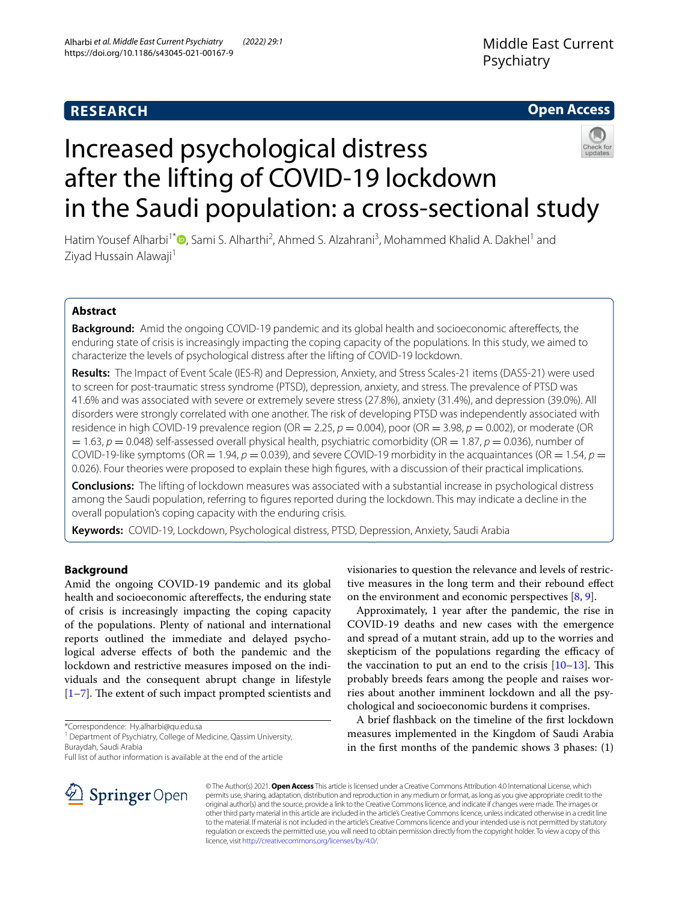RESEARCH

Open Access

# Increased psychological distress after the lifting of COVID-19 lockdown in the Saudi population: a cross-sectional study

Hatim Yousef Alharbi[1*], Sami S. Alharthi[2], Ahmed S. Alzahrani[3], Mohammed Khalid A. Dakhel[1] and Ziyad Hussain Alawaji[1]

## Abstract

**Background:** Amid the ongoing COVID-19 pandemic and its global health and socioeconomic aftereffects, the enduring state of crisis is increasingly impacting the coping capacity of the populations. In this study, we aimed to characterize the levels of psychological distress after the lifting of COVID-19 lockdown.

**Results:** The Impact of Event Scale (IES-R) and Depression, Anxiety, and Stress Scales-21 items (DASS-21) were used to screen for post-traumatic stress syndrome (PTSD), depression, anxiety, and stress. The prevalence of PTSD was 41.6% and was associated with severe or extremely severe stress (27.8%), anxiety (31.4%), and depression (39.0%). All disorders were strongly correlated with one another. The risk of developing PTSD was independently associated with residence in high COVID-19 prevalence region (OR = 2.25, $p$ = 0.004), poor (OR = 3.98, $p$ = 0.002), or moderate (OR = 1.63, $p$ = 0.048) self-assessed overall physical health, psychiatric comorbidity (OR = 1.87, $p$ = 0.036), number of COVID-19-like symptoms (OR = 1.94, $p$ = 0.039), and severe COVID-19 morbidity in the acquaintances (OR = 1.54, $p$ = 0.026). Four theories were proposed to explain these high figures, with a discussion of their practical implications.

**Conclusions:** The lifting of lockdown measures was associated with a substantial increase in psychological distress among the Saudi population, referring to figures reported during the lockdown. This may indicate a decline in the overall population's coping capacity with the enduring crisis.

**Keywords:** COVID-19, Lockdown, Psychological distress, PTSD, Depression, Anxiety, Saudi Arabia

## Background

Amid the ongoing COVID-19 pandemic and its global health and socioeconomic aftereffects, the enduring state of crisis is increasingly impacting the coping capacity of the populations. Plenty of national and international reports outlined the immediate and delayed psychological adverse effects of both the pandemic and the lockdown and restrictive measures imposed on the individuals and the consequent abrupt change in lifestyle [1–7]. The extent of such impact prompted scientists and visionaries to question the relevance and levels of restrictive measures in the long term and their rebound effect on the environment and economic perspectives [8, 9].

Approximately, 1 year after the pandemic, the rise in COVID-19 deaths and new cases with the emergence and spread of a mutant strain, add up to the worries and skepticism of the populations regarding the efficacy of the vaccination to put an end to the crisis [10–13]. This probably breeds fears among the people and raises worries about another imminent lockdown and all the psychological and socioeconomic burdens it comprises.

A brief flashback on the timeline of the first lockdown measures implemented in the Kingdom of Saudi Arabia in the first months of the pandemic shows 3 phases: (1)

*Correspondence: Hy.alharbi@qu.edu.sa
[1] Department of Psychiatry, College of Medicine, Qassim University, Buraydah, Saudi Arabia
Full list of author information is available at the end of the article

© The Author(s) 2021. **Open Access** This article is licensed under a Creative Commons Attribution 4.0 International License, which permits use, sharing, adaptation, distribution and reproduction in any medium or format, as long as you give appropriate credit to the original author(s) and the source, provide a link to the Creative Commons licence, and indicate if changes were made. The images or other third party material in this article are included in the article's Creative Commons licence, unless indicated otherwise in a credit line to the material. If material is not included in the article's Creative Commons licence and your intended use is not permitted by statutory regulation or exceeds the permitted use, you will need to obtain permission directly from the copyright holder. To view a copy of this licence, visit http://creativecommons.org/licenses/by/4.0/.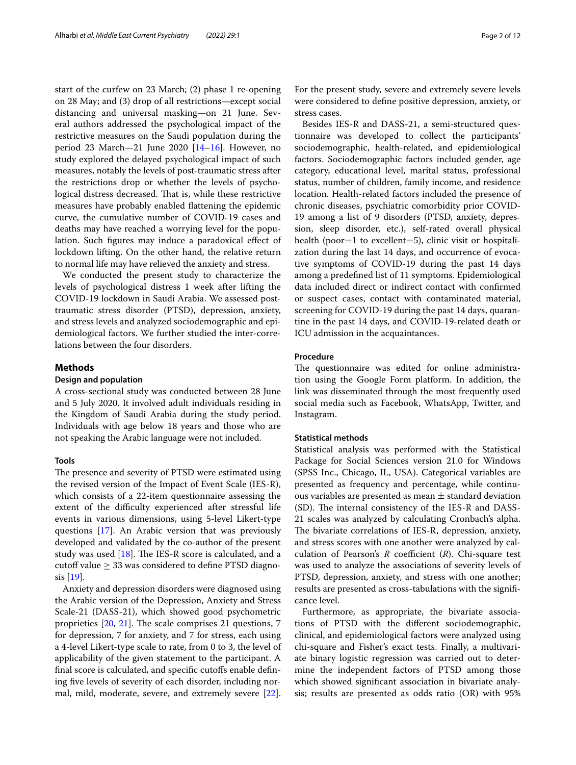start of the curfew on 23 March; (2) phase 1 re-opening on 28 May; and (3) drop of all restrictions—except social distancing and universal masking—on 21 June. Several authors addressed the psychological impact of the restrictive measures on the Saudi population during the period 23 March—21 June 2020 [14–16]. However, no study explored the delayed psychological impact of such measures, notably the levels of post-traumatic stress after the restrictions drop or whether the levels of psychological distress decreased. That is, while these restrictive measures have probably enabled flattening the epidemic curve, the cumulative number of COVID-19 cases and deaths may have reached a worrying level for the population. Such figures may induce a paradoxical effect of lockdown lifting. On the other hand, the relative return to normal life may have relieved the anxiety and stress.

We conducted the present study to characterize the levels of psychological distress 1 week after lifting the COVID-19 lockdown in Saudi Arabia. We assessed post-traumatic stress disorder (PTSD), depression, anxiety, and stress levels and analyzed sociodemographic and epidemiological factors. We further studied the inter-correlations between the four disorders.

## Methods

### Design and population

A cross-sectional study was conducted between 28 June and 5 July 2020. It involved adult individuals residing in the Kingdom of Saudi Arabia during the study period. Individuals with age below 18 years and those who are not speaking the Arabic language were not included.

### Tools

The presence and severity of PTSD were estimated using the revised version of the Impact of Event Scale (IES-R), which consists of a 22-item questionnaire assessing the extent of the difficulty experienced after stressful life events in various dimensions, using 5-level Likert-type questions [17]. An Arabic version that was previously developed and validated by the co-author of the present study was used [18]. The IES-R score is calculated, and a cutoff value ≥ 33 was considered to define PTSD diagnosis [19].

Anxiety and depression disorders were diagnosed using the Arabic version of the Depression, Anxiety and Stress Scale-21 (DASS-21), which showed good psychometric proprieties [20, 21]. The scale comprises 21 questions, 7 for depression, 7 for anxiety, and 7 for stress, each using a 4-level Likert-type scale to rate, from 0 to 3, the level of applicability of the given statement to the participant. A final score is calculated, and specific cutoffs enable defining five levels of severity of each disorder, including normal, mild, moderate, severe, and extremely severe [22]. For the present study, severe and extremely severe levels were considered to define positive depression, anxiety, or stress cases.

Besides IES-R and DASS-21, a semi-structured questionnaire was developed to collect the participants' sociodemographic, health-related, and epidemiological factors. Sociodemographic factors included gender, age category, educational level, marital status, professional status, number of children, family income, and residence location. Health-related factors included the presence of chronic diseases, psychiatric comorbidity prior COVID-19 among a list of 9 disorders (PTSD, anxiety, depression, sleep disorder, etc.), self-rated overall physical health (poor=1 to excellent=5), clinic visit or hospitalization during the last 14 days, and occurrence of evocative symptoms of COVID-19 during the past 14 days among a predefined list of 11 symptoms. Epidemiological data included direct or indirect contact with confirmed or suspect cases, contact with contaminated material, screening for COVID-19 during the past 14 days, quarantine in the past 14 days, and COVID-19-related death or ICU admission in the acquaintances.

### Procedure

The questionnaire was edited for online administration using the Google Form platform. In addition, the link was disseminated through the most frequently used social media such as Facebook, WhatsApp, Twitter, and Instagram.

### Statistical methods

Statistical analysis was performed with the Statistical Package for Social Sciences version 21.0 for Windows (SPSS Inc., Chicago, IL, USA). Categorical variables are presented as frequency and percentage, while continuous variables are presented as mean ± standard deviation (SD). The internal consistency of the IES-R and DASS-21 scales was analyzed by calculating Cronbach's alpha. The bivariate correlations of IES-R, depression, anxiety, and stress scores with one another were analyzed by calculation of Pearson's $R$ coefficient ($R$). Chi-square test was used to analyze the associations of severity levels of PTSD, depression, anxiety, and stress with one another; results are presented as cross-tabulations with the significance level.

Furthermore, as appropriate, the bivariate associations of PTSD with the different sociodemographic, clinical, and epidemiological factors were analyzed using chi-square and Fisher's exact tests. Finally, a multivariate binary logistic regression was carried out to determine the independent factors of PTSD among those which showed significant association in bivariate analysis; results are presented as odds ratio (OR) with 95%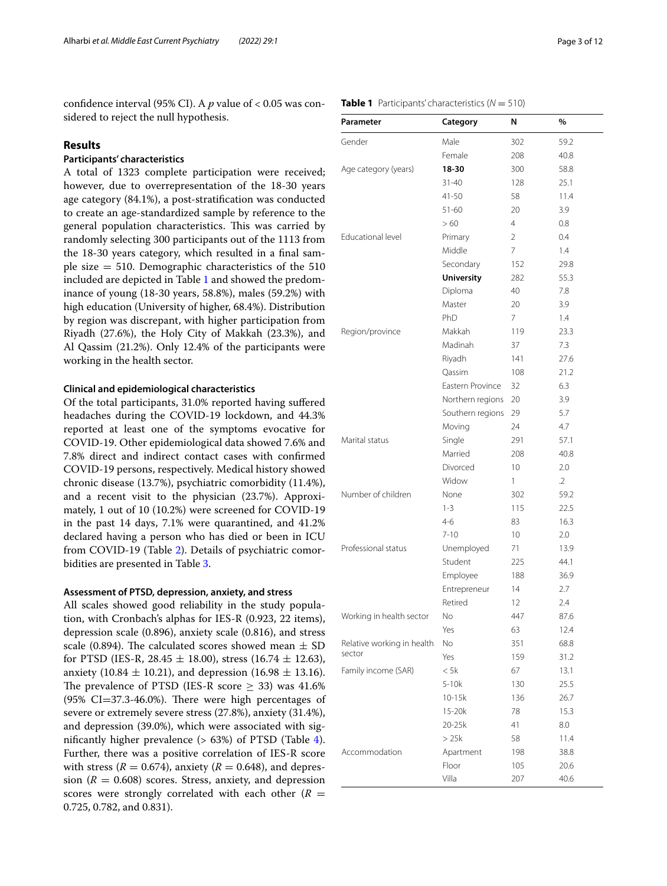confidence interval (95% CI). A $p$ value of < 0.05 was considered to reject the null hypothesis.

## Results

### Participants' characteristics

A total of 1323 complete participation were received; however, due to overrepresentation of the 18-30 years age category (84.1%), a post-stratification was conducted to create an age-standardized sample by reference to the general population characteristics. This was carried by randomly selecting 300 participants out of the 1113 from the 18-30 years category, which resulted in a final sample size = 510. Demographic characteristics of the 510 included are depicted in Table 1 and showed the predominance of young (18-30 years, 58.8%), males (59.2%) with high education (University of higher, 68.4%). Distribution by region was discrepant, with higher participation from Riyadh (27.6%), the Holy City of Makkah (23.3%), and Al Qassim (21.2%). Only 12.4% of the participants were working in the health sector.

### Clinical and epidemiological characteristics

Of the total participants, 31.0% reported having suffered headaches during the COVID-19 lockdown, and 44.3% reported at least one of the symptoms evocative for COVID-19. Other epidemiological data showed 7.6% and 7.8% direct and indirect contact cases with confirmed COVID-19 persons, respectively. Medical history showed chronic disease (13.7%), psychiatric comorbidity (11.4%), and a recent visit to the physician (23.7%). Approximately, 1 out of 10 (10.2%) were screened for COVID-19 in the past 14 days, 7.1% were quarantined, and 41.2% declared having a person who has died or been in ICU from COVID-19 (Table 2). Details of psychiatric comorbidities are presented in Table 3.

### Assessment of PTSD, depression, anxiety, and stress

All scales showed good reliability in the study population, with Cronbach's alphas for IES-R (0.923, 22 items), depression scale (0.896), anxiety scale (0.816), and stress scale (0.894). The calculated scores showed mean ± SD for PTSD (IES-R, 28.45 ± 18.00), stress (16.74 ± 12.63), anxiety (10.84 ± 10.21), and depression (16.98 ± 13.16). The prevalence of PTSD (IES-R score ≥ 33) was 41.6% (95% CI=37.3-46.0%). There were high percentages of severe or extremely severe stress (27.8%), anxiety (31.4%), and depression (39.0%), which were associated with significantly higher prevalence (> 63%) of PTSD (Table 4). Further, there was a positive correlation of IES-R score with stress ($R = 0.674$), anxiety ($R = 0.648$), and depression ($R = 0.608$) scores. Stress, anxiety, and depression scores were strongly correlated with each other ($R$ = 0.725, 0.782, and 0.831).

**Table 1** Participants' characteristics ($N = 510$)

| Parameter | Category | N | % |
|---|---|---|---|
| Gender | Male | 302 | 59.2 |
| | Female | 208 | 40.8 |
| Age category (years) | **18-30** | 300 | 58.8 |
| | 31-40 | 128 | 25.1 |
| | 41-50 | 58 | 11.4 |
| | 51-60 | 20 | 3.9 |
| | > 60 | 4 | 0.8 |
| Educational level | Primary | 2 | 0.4 |
| | Middle | 7 | 1.4 |
| | Secondary | 152 | 29.8 |
| | **University** | 282 | 55.3 |
| | Diploma | 40 | 7.8 |
| | Master | 20 | 3.9 |
| | PhD | 7 | 1.4 |
| Region/province | Makkah | 119 | 23.3 |
| | Madinah | 37 | 7.3 |
| | Riyadh | 141 | 27.6 |
| | Qassim | 108 | 21.2 |
| | Eastern Province | 32 | 6.3 |
| | Northern regions | 20 | 3.9 |
| | Southern regions | 29 | 5.7 |
| | Moving | 24 | 4.7 |
| Marital status | Single | 291 | 57.1 |
| | Married | 208 | 40.8 |
| | Divorced | 10 | 2.0 |
| | Widow | 1 | .2 |
| Number of children | None | 302 | 59.2 |
| | 1-3 | 115 | 22.5 |
| | 4-6 | 83 | 16.3 |
| | 7-10 | 10 | 2.0 |
| Professional status | Unemployed | 71 | 13.9 |
| | Student | 225 | 44.1 |
| | Employee | 188 | 36.9 |
| | Entrepreneur | 14 | 2.7 |
| | Retired | 12 | 2.4 |
| Working in health sector | No | 447 | 87.6 |
| | Yes | 63 | 12.4 |
| Relative working in health sector | No | 351 | 68.8 |
| | Yes | 159 | 31.2 |
| Family income (SAR) | < 5k | 67 | 13.1 |
| | 5-10k | 130 | 25.5 |
| | 10-15k | 136 | 26.7 |
| | 15-20k | 78 | 15.3 |
| | 20-25k | 41 | 8.0 |
| | > 25k | 58 | 11.4 |
| Accommodation | Apartment | 198 | 38.8 |
| | Floor | 105 | 20.6 |
| | Villa | 207 | 40.6 |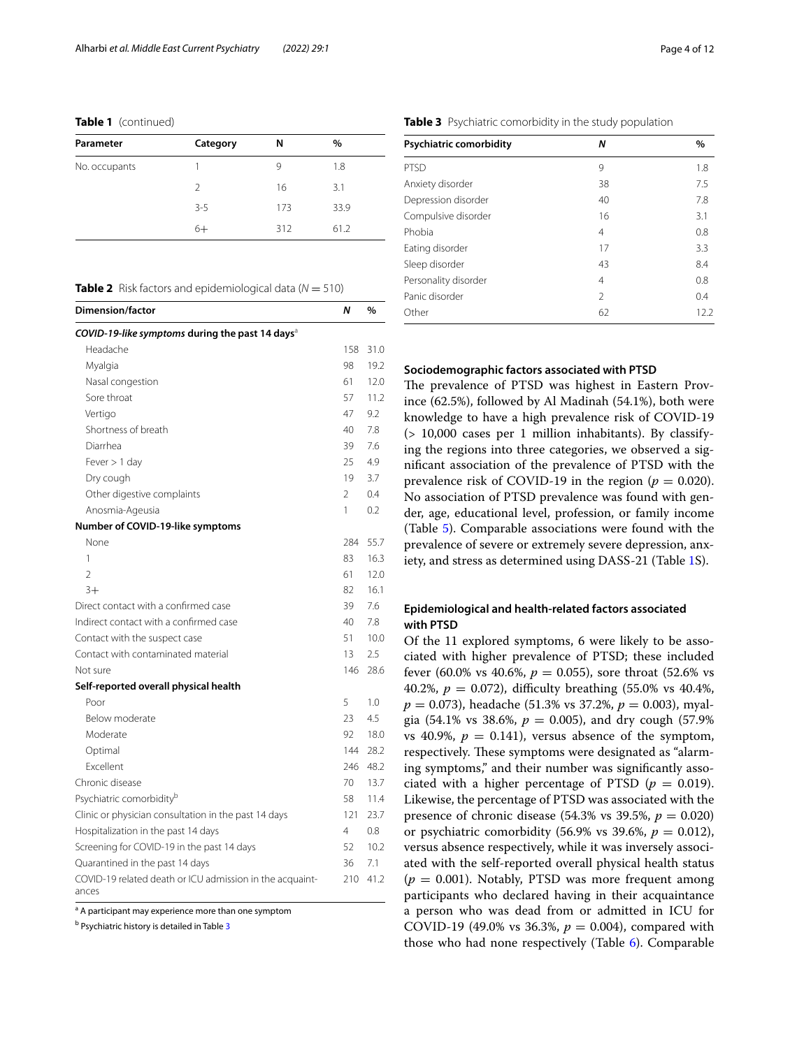**Table 1** (continued)

| Parameter | Category | N | % |
|---|---|---|---|
| No. occupants | 1 | 9 | 1.8 |
| | 2 | 16 | 3.1 |
| | 3-5 | 173 | 33.9 |
| | 6+ | 312 | 61.2 |

**Table 2** Risk factors and epidemiological data ($N = 510$)

| Dimension/factor | N | % |
|---|---|---|
| ***COVID-19-like symptoms* during the past 14 days**[a] | | |
| Headache | 158 | 31.0 |
| Myalgia | 98 | 19.2 |
| Nasal congestion | 61 | 12.0 |
| Sore throat | 57 | 11.2 |
| Vertigo | 47 | 9.2 |
| Shortness of breath | 40 | 7.8 |
| Diarrhea | 39 | 7.6 |
| Fever > 1 day | 25 | 4.9 |
| Dry cough | 19 | 3.7 |
| Other digestive complaints | 2 | 0.4 |
| Anosmia-Ageusia | 1 | 0.2 |
| **Number of COVID-19-like symptoms** | | |
| None | 284 | 55.7 |
| 1 | 83 | 16.3 |
| 2 | 61 | 12.0 |
| 3+ | 82 | 16.1 |
| Direct contact with a confirmed case | 39 | 7.6 |
| Indirect contact with a confirmed case | 40 | 7.8 |
| Contact with the suspect case | 51 | 10.0 |
| Contact with contaminated material | 13 | 2.5 |
| Not sure | 146 | 28.6 |
| **Self-reported overall physical health** | | |
| Poor | 5 | 1.0 |
| Below moderate | 23 | 4.5 |
| Moderate | 92 | 18.0 |
| Optimal | 144 | 28.2 |
| Excellent | 246 | 48.2 |
| Chronic disease | 70 | 13.7 |
| Psychiatric comorbidity[b] | 58 | 11.4 |
| Clinic or physician consultation in the past 14 days | 121 | 23.7 |
| Hospitalization in the past 14 days | 4 | 0.8 |
| Screening for COVID-19 in the past 14 days | 52 | 10.2 |
| Quarantined in the past 14 days | 36 | 7.1 |
| COVID-19 related death or ICU admission in the acquaintances | 210 | 41.2 |

[a] A participant may experience more than one symptom

[b] Psychiatric history is detailed in Table 3

**Table 3** Psychiatric comorbidity in the study population

| Psychiatric comorbidity | N | % |
|---|---|---|
| PTSD | 9 | 1.8 |
| Anxiety disorder | 38 | 7.5 |
| Depression disorder | 40 | 7.8 |
| Compulsive disorder | 16 | 3.1 |
| Phobia | 4 | 0.8 |
| Eating disorder | 17 | 3.3 |
| Sleep disorder | 43 | 8.4 |
| Personality disorder | 4 | 0.8 |
| Panic disorder | 2 | 0.4 |
| Other | 62 | 12.2 |

### Sociodemographic factors associated with PTSD

The prevalence of PTSD was highest in Eastern Province (62.5%), followed by Al Madinah (54.1%), both were knowledge to have a high prevalence risk of COVID-19 (> 10,000 cases per 1 million inhabitants). By classifying the regions into three categories, we observed a significant association of the prevalence of PTSD with the prevalence risk of COVID-19 in the region ($p = 0.020$). No association of PTSD prevalence was found with gender, age, educational level, profession, or family income (Table 5). Comparable associations were found with the prevalence of severe or extremely severe depression, anxiety, and stress as determined using DASS-21 (Table 1S).

### Epidemiological and health-related factors associated with PTSD

Of the 11 explored symptoms, 6 were likely to be associated with higher prevalence of PTSD; these included fever (60.0% vs 40.6%, $p = 0.055$), sore throat (52.6% vs 40.2%, $p = 0.072$), difficulty breathing (55.0% vs 40.4%, $p = 0.073$), headache (51.3% vs 37.2%, $p = 0.003$), myalgia (54.1% vs 38.6%, $p = 0.005$), and dry cough (57.9% vs 40.9%, $p = 0.141$), versus absence of the symptom, respectively. These symptoms were designated as "alarming symptoms," and their number was significantly associated with a higher percentage of PTSD ($p = 0.019$). Likewise, the percentage of PTSD was associated with the presence of chronic disease (54.3% vs 39.5%, $p = 0.020$) or psychiatric comorbidity (56.9% vs 39.6%, $p = 0.012$), versus absence respectively, while it was inversely associated with the self-reported overall physical health status ($p = 0.001$). Notably, PTSD was more frequent among participants who declared having in their acquaintance a person who was dead from or admitted in ICU for COVID-19 (49.0% vs 36.3%, $p = 0.004$), compared with those who had none respectively (Table 6). Comparable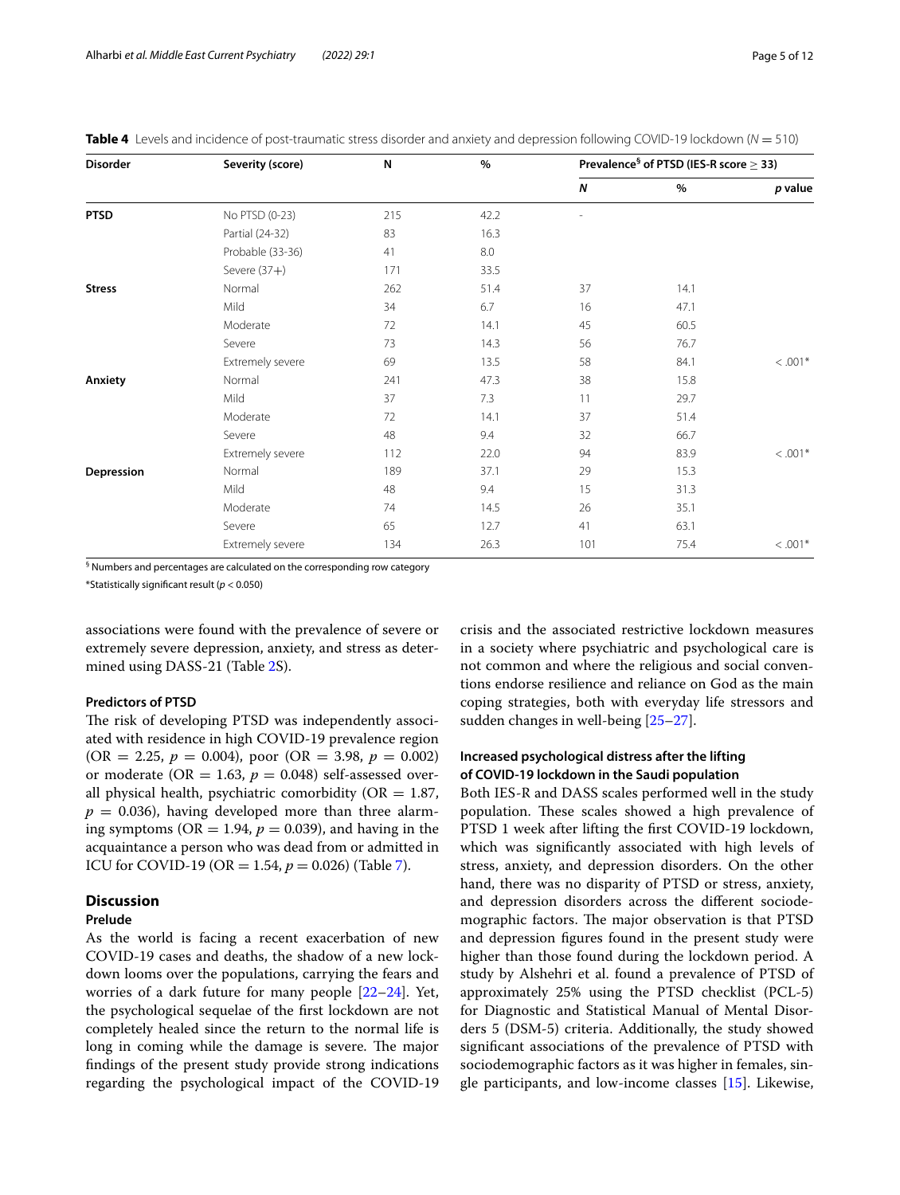**Table 4** Levels and incidence of post-traumatic stress disorder and anxiety and depression following COVID-19 lockdown (*N* = 510)

| Disorder | Severity (score) | N | % | Prevalence[§] of PTSD (IES-R score ≥ 33) | | |
|---|---|---|---|---|---|---|
| | | | | *N* | % | *p* value |
| **PTSD** | No PTSD (0-23) | 215 | 42.2 | - | | |
| | Partial (24-32) | 83 | 16.3 | | | |
| | Probable (33-36) | 41 | 8.0 | | | |
| | Severe (37+) | 171 | 33.5 | | | |
| **Stress** | Normal | 262 | 51.4 | 37 | 14.1 | |
| | Mild | 34 | 6.7 | 16 | 47.1 | |
| | Moderate | 72 | 14.1 | 45 | 60.5 | |
| | Severe | 73 | 14.3 | 56 | 76.7 | |
| | Extremely severe | 69 | 13.5 | 58 | 84.1 | < .001* |
| **Anxiety** | Normal | 241 | 47.3 | 38 | 15.8 | |
| | Mild | 37 | 7.3 | 11 | 29.7 | |
| | Moderate | 72 | 14.1 | 37 | 51.4 | |
| | Severe | 48 | 9.4 | 32 | 66.7 | |
| | Extremely severe | 112 | 22.0 | 94 | 83.9 | < .001* |
| **Depression** | Normal | 189 | 37.1 | 29 | 15.3 | |
| | Mild | 48 | 9.4 | 15 | 31.3 | |
| | Moderate | 74 | 14.5 | 26 | 35.1 | |
| | Severe | 65 | 12.7 | 41 | 63.1 | |
| | Extremely severe | 134 | 26.3 | 101 | 75.4 | < .001* |

§ Numbers and percentages are calculated on the corresponding row category

*Statistically significant result ($p < 0.050$)

associations were found with the prevalence of severe or extremely severe depression, anxiety, and stress as determined using DASS-21 (Table 2S).

### Predictors of PTSD

The risk of developing PTSD was independently associated with residence in high COVID-19 prevalence region (OR = 2.25, $p$ = 0.004), poor (OR = 3.98, $p$ = 0.002) or moderate (OR = 1.63, $p$ = 0.048) self-assessed overall physical health, psychiatric comorbidity (OR = 1.87, $p$ = 0.036), having developed more than three alarming symptoms (OR = 1.94, $p$ = 0.039), and having in the acquaintance a person who was dead from or admitted in ICU for COVID-19 (OR = 1.54, $p$ = 0.026) (Table 7).

## Discussion

### Prelude

As the world is facing a recent exacerbation of new COVID-19 cases and deaths, the shadow of a new lockdown looms over the populations, carrying the fears and worries of a dark future for many people [22–24]. Yet, the psychological sequelae of the first lockdown are not completely healed since the return to the normal life is long in coming while the damage is severe. The major findings of the present study provide strong indications regarding the psychological impact of the COVID-19 crisis and the associated restrictive lockdown measures in a society where psychiatric and psychological care is not common and where the religious and social conventions endorse resilience and reliance on God as the main coping strategies, both with everyday life stressors and sudden changes in well-being [25–27].

### Increased psychological distress after the lifting of COVID-19 lockdown in the Saudi population

Both IES-R and DASS scales performed well in the study population. These scales showed a high prevalence of PTSD 1 week after lifting the first COVID-19 lockdown, which was significantly associated with high levels of stress, anxiety, and depression disorders. On the other hand, there was no disparity of PTSD or stress, anxiety, and depression disorders across the different sociodemographic factors. The major observation is that PTSD and depression figures found in the present study were higher than those found during the lockdown period. A study by Alshehri et al. found a prevalence of PTSD of approximately 25% using the PTSD checklist (PCL-5) for Diagnostic and Statistical Manual of Mental Disorders 5 (DSM-5) criteria. Additionally, the study showed significant associations of the prevalence of PTSD with sociodemographic factors as it was higher in females, single participants, and low-income classes [15]. Likewise,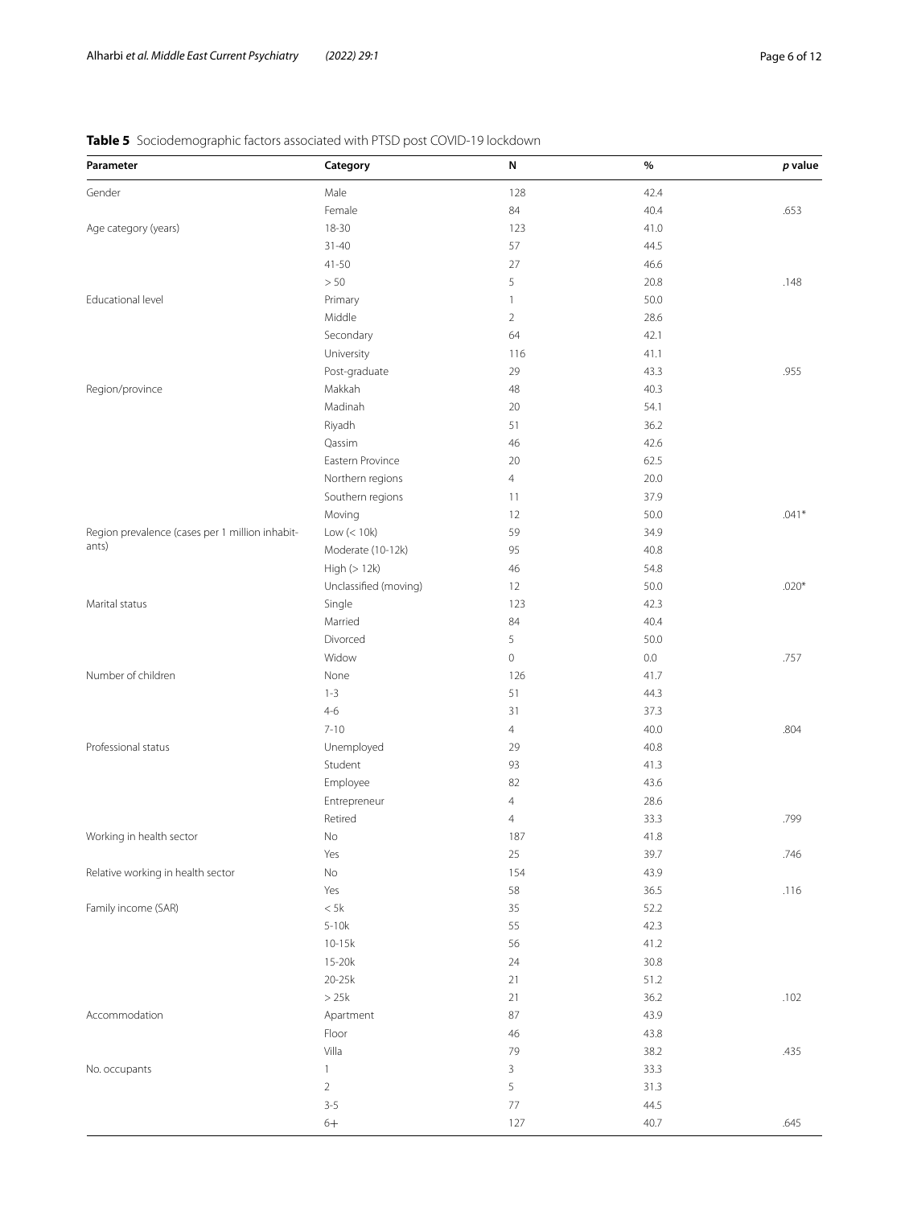**Table 5** Sociodemographic factors associated with PTSD post COVID-19 lockdown

| Parameter | Category | N | % | *p* value |
|---|---|---|---|---|
| Gender | Male | 128 | 42.4 | |
| | Female | 84 | 40.4 | .653 |
| Age category (years) | 18-30 | 123 | 41.0 | |
| | 31-40 | 57 | 44.5 | |
| | 41-50 | 27 | 46.6 | |
| | > 50 | 5 | 20.8 | .148 |
| Educational level | Primary | 1 | 50.0 | |
| | Middle | 2 | 28.6 | |
| | Secondary | 64 | 42.1 | |
| | University | 116 | 41.1 | |
| | Post-graduate | 29 | 43.3 | .955 |
| Region/province | Makkah | 48 | 40.3 | |
| | Madinah | 20 | 54.1 | |
| | Riyadh | 51 | 36.2 | |
| | Qassim | 46 | 42.6 | |
| | Eastern Province | 20 | 62.5 | |
| | Northern regions | 4 | 20.0 | |
| | Southern regions | 11 | 37.9 | |
| | Moving | 12 | 50.0 | .041* |
| Region prevalence (cases per 1 million inhabitants) | Low (< 10k) | 59 | 34.9 | |
| | Moderate (10-12k) | 95 | 40.8 | |
| | High (> 12k) | 46 | 54.8 | |
| | Unclassified (moving) | 12 | 50.0 | .020* |
| Marital status | Single | 123 | 42.3 | |
| | Married | 84 | 40.4 | |
| | Divorced | 5 | 50.0 | |
| | Widow | 0 | 0.0 | .757 |
| Number of children | None | 126 | 41.7 | |
| | 1-3 | 51 | 44.3 | |
| | 4-6 | 31 | 37.3 | |
| | 7-10 | 4 | 40.0 | .804 |
| Professional status | Unemployed | 29 | 40.8 | |
| | Student | 93 | 41.3 | |
| | Employee | 82 | 43.6 | |
| | Entrepreneur | 4 | 28.6 | |
| | Retired | 4 | 33.3 | .799 |
| Working in health sector | No | 187 | 41.8 | |
| | Yes | 25 | 39.7 | .746 |
| Relative working in health sector | No | 154 | 43.9 | |
| | Yes | 58 | 36.5 | .116 |
| Family income (SAR) | < 5k | 35 | 52.2 | |
| | 5-10k | 55 | 42.3 | |
| | 10-15k | 56 | 41.2 | |
| | 15-20k | 24 | 30.8 | |
| | 20-25k | 21 | 51.2 | |
| | > 25k | 21 | 36.2 | .102 |
| Accommodation | Apartment | 87 | 43.9 | |
| | Floor | 46 | 43.8 | |
| | Villa | 79 | 38.2 | .435 |
| No. occupants | 1 | 3 | 33.3 | |
| | 2 | 5 | 31.3 | |
| | 3-5 | 77 | 44.5 | |
| | 6+ | 127 | 40.7 | .645 |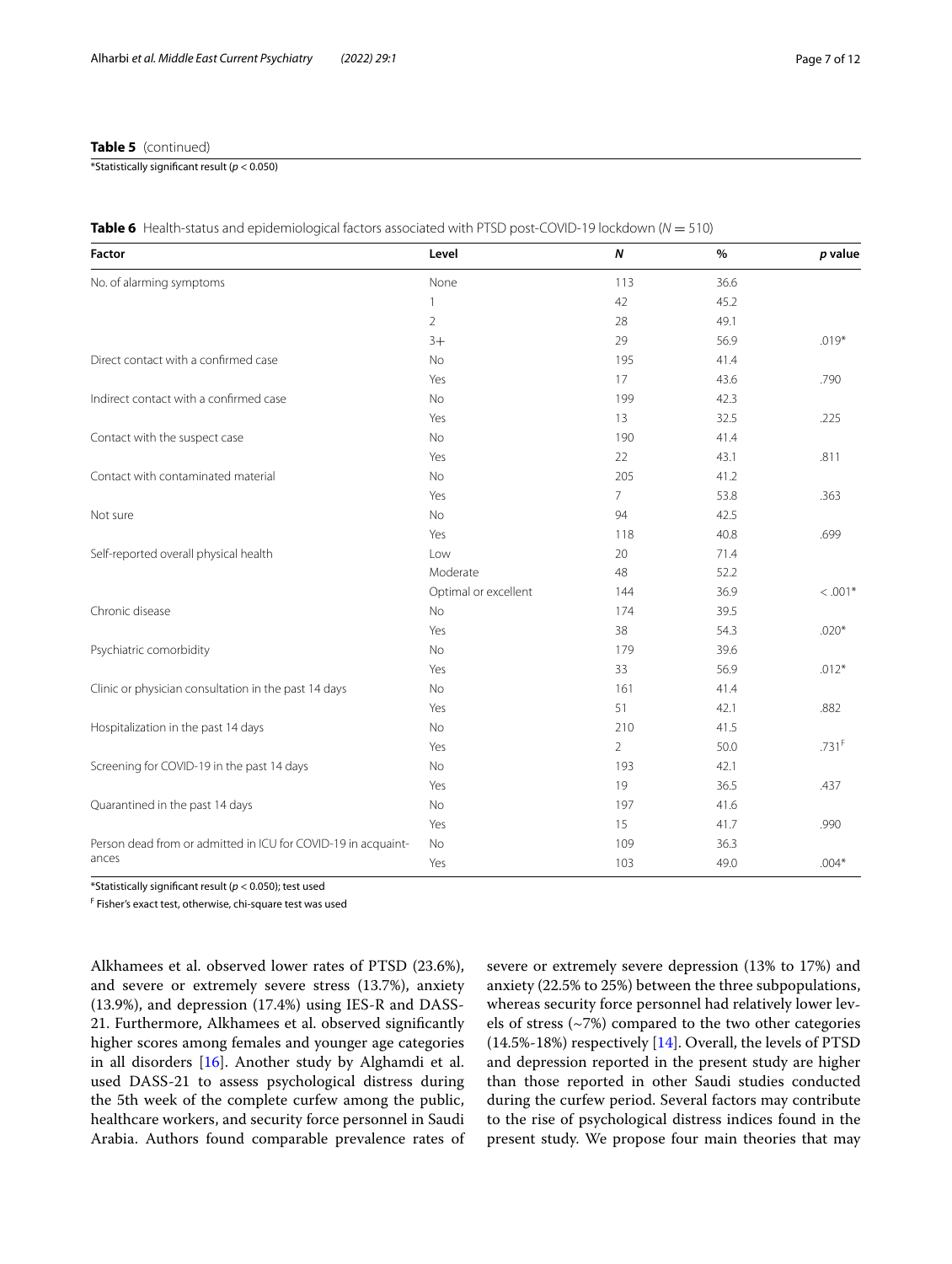**Table 5** (continued)

*Statistically significant result ($p < 0.050$)

**Table 6** Health-status and epidemiological factors associated with PTSD post-COVID-19 lockdown ($N = 510$)

| Factor | Level | *N* | % | *p* value |
|---|---|---|---|---|
| No. of alarming symptoms | None | 113 | 36.6 | |
| | 1 | 42 | 45.2 | |
| | 2 | 28 | 49.1 | |
| | 3+ | 29 | 56.9 | .019* |
| Direct contact with a confirmed case | No | 195 | 41.4 | |
| | Yes | 17 | 43.6 | .790 |
| Indirect contact with a confirmed case | No | 199 | 42.3 | |
| | Yes | 13 | 32.5 | .225 |
| Contact with the suspect case | No | 190 | 41.4 | |
| | Yes | 22 | 43.1 | .811 |
| Contact with contaminated material | No | 205 | 41.2 | |
| | Yes | 7 | 53.8 | .363 |
| Not sure | No | 94 | 42.5 | |
| | Yes | 118 | 40.8 | .699 |
| Self-reported overall physical health | Low | 20 | 71.4 | |
| | Moderate | 48 | 52.2 | |
| | Optimal or excellent | 144 | 36.9 | < .001* |
| Chronic disease | No | 174 | 39.5 | |
| | Yes | 38 | 54.3 | .020* |
| Psychiatric comorbidity | No | 179 | 39.6 | |
| | Yes | 33 | 56.9 | .012* |
| Clinic or physician consultation in the past 14 days | No | 161 | 41.4 | |
| | Yes | 51 | 42.1 | .882 |
| Hospitalization in the past 14 days | No | 210 | 41.5 | |
| | Yes | 2 | 50.0 | .731[F] |
| Screening for COVID-19 in the past 14 days | No | 193 | 42.1 | |
| | Yes | 19 | 36.5 | .437 |
| Quarantined in the past 14 days | No | 197 | 41.6 | |
| | Yes | 15 | 41.7 | .990 |
| Person dead from or admitted in ICU for COVID-19 in acquaintances | No | 109 | 36.3 | |
| | Yes | 103 | 49.0 | .004* |

*Statistically significant result ($p < 0.050$); test used

[F] Fisher's exact test, otherwise, chi-square test was used

Alkhamees et al. observed lower rates of PTSD (23.6%), and severe or extremely severe stress (13.7%), anxiety (13.9%), and depression (17.4%) using IES-R and DASS-21. Furthermore, Alkhamees et al. observed significantly higher scores among females and younger age categories in all disorders [16]. Another study by Alghamdi et al. used DASS-21 to assess psychological distress during the 5th week of the complete curfew among the public, healthcare workers, and security force personnel in Saudi Arabia. Authors found comparable prevalence rates of severe or extremely severe depression (13% to 17%) and anxiety (22.5% to 25%) between the three subpopulations, whereas security force personnel had relatively lower levels of stress (~7%) compared to the two other categories (14.5%-18%) respectively [14]. Overall, the levels of PTSD and depression reported in the present study are higher than those reported in other Saudi studies conducted during the curfew period. Several factors may contribute to the rise of psychological distress indices found in the present study. We propose four main theories that may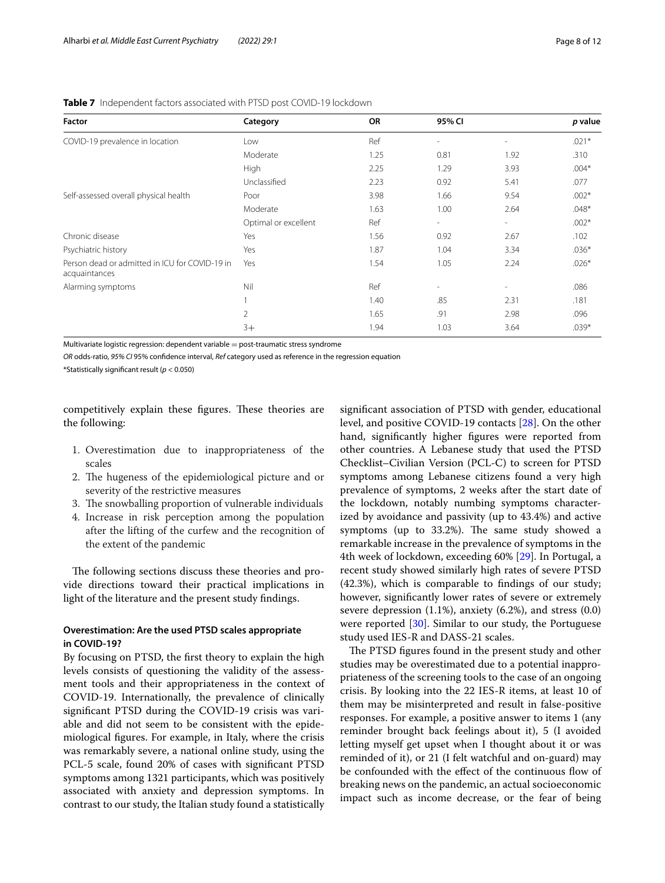**Table 7** Independent factors associated with PTSD post COVID-19 lockdown

| Factor | Category | OR | 95% CI | | p value |
|---|---|---|---|---|---|
| COVID-19 prevalence in location | Low | Ref | - | - | .021* |
| | Moderate | 1.25 | 0.81 | 1.92 | .310 |
| | High | 2.25 | 1.29 | 3.93 | .004* |
| | Unclassified | 2.23 | 0.92 | 5.41 | .077 |
| Self-assessed overall physical health | Poor | 3.98 | 1.66 | 9.54 | .002* |
| | Moderate | 1.63 | 1.00 | 2.64 | .048* |
| | Optimal or excellent | Ref | - | - | .002* |
| Chronic disease | Yes | 1.56 | 0.92 | 2.67 | .102 |
| Psychiatric history | Yes | 1.87 | 1.04 | 3.34 | .036* |
| Person dead or admitted in ICU for COVID-19 in acquaintances | Yes | 1.54 | 1.05 | 2.24 | .026* |
| Alarming symptoms | Nil | Ref | - | - | .086 |
| | 1 | 1.40 | .85 | 2.31 | .181 |
| | 2 | 1.65 | .91 | 2.98 | .096 |
| | 3+ | 1.94 | 1.03 | 3.64 | .039* |

Multivariate logistic regression: dependent variable = post-traumatic stress syndrome

*OR* odds-ratio, *95% CI* 95% confidence interval, *Ref* category used as reference in the regression equation

*Statistically significant result ($p < 0.050$)

competitively explain these figures. These theories are the following:

1. Overestimation due to inappropriateness of the scales
2. The hugeness of the epidemiological picture and or severity of the restrictive measures
3. The snowballing proportion of vulnerable individuals
4. Increase in risk perception among the population after the lifting of the curfew and the recognition of the extent of the pandemic

The following sections discuss these theories and provide directions toward their practical implications in light of the literature and the present study findings.

### Overestimation: Are the used PTSD scales appropriate in COVID-19?

By focusing on PTSD, the first theory to explain the high levels consists of questioning the validity of the assessment tools and their appropriateness in the context of COVID-19. Internationally, the prevalence of clinically significant PTSD during the COVID-19 crisis was variable and did not seem to be consistent with the epidemiological figures. For example, in Italy, where the crisis was remarkably severe, a national online study, using the PCL-5 scale, found 20% of cases with significant PTSD symptoms among 1321 participants, which was positively associated with anxiety and depression symptoms. In contrast to our study, the Italian study found a statistically significant association of PTSD with gender, educational level, and positive COVID-19 contacts [28]. On the other hand, significantly higher figures were reported from other countries. A Lebanese study that used the PTSD Checklist–Civilian Version (PCL-C) to screen for PTSD symptoms among Lebanese citizens found a very high prevalence of symptoms, 2 weeks after the start date of the lockdown, notably numbing symptoms characterized by avoidance and passivity (up to 43.4%) and active symptoms (up to 33.2%). The same study showed a remarkable increase in the prevalence of symptoms in the 4th week of lockdown, exceeding 60% [29]. In Portugal, a recent study showed similarly high rates of severe PTSD (42.3%), which is comparable to findings of our study; however, significantly lower rates of severe or extremely severe depression (1.1%), anxiety (6.2%), and stress (0.0) were reported [30]. Similar to our study, the Portuguese study used IES-R and DASS-21 scales.

The PTSD figures found in the present study and other studies may be overestimated due to a potential inappropriateness of the screening tools to the case of an ongoing crisis. By looking into the 22 IES-R items, at least 10 of them may be misinterpreted and result in false-positive responses. For example, a positive answer to items 1 (any reminder brought back feelings about it), 5 (I avoided letting myself get upset when I thought about it or was reminded of it), or 21 (I felt watchful and on-guard) may be confounded with the effect of the continuous flow of breaking news on the pandemic, an actual socioeconomic impact such as income decrease, or the fear of being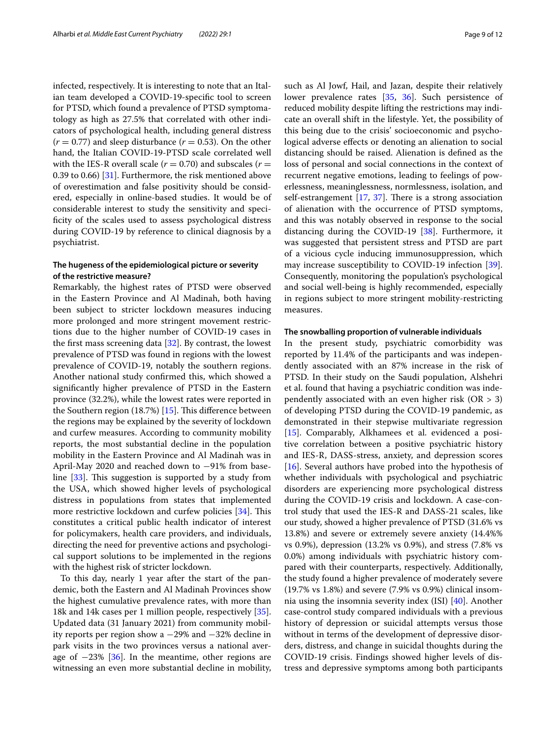infected, respectively. It is interesting to note that an Italian team developed a COVID-19-specific tool to screen for PTSD, which found a prevalence of PTSD symptomatology as high as 27.5% that correlated with other indicators of psychological health, including general distress ($r = 0.77$) and sleep disturbance ($r = 0.53$). On the other hand, the Italian COVID-19-PTSD scale correlated well with the IES-R overall scale ($r = 0.70$) and subscales ($r =$ 0.39 to 0.66) [31]. Furthermore, the risk mentioned above of overestimation and false positivity should be considered, especially in online-based studies. It would be of considerable interest to study the sensitivity and specificity of the scales used to assess psychological distress during COVID-19 by reference to clinical diagnosis by a psychiatrist.

### The hugeness of the epidemiological picture or severity of the restrictive measure?

Remarkably, the highest rates of PTSD were observed in the Eastern Province and Al Madinah, both having been subject to stricter lockdown measures inducing more prolonged and more stringent movement restrictions due to the higher number of COVID-19 cases in the first mass screening data [32]. By contrast, the lowest prevalence of PTSD was found in regions with the lowest prevalence of COVID-19, notably the southern regions. Another national study confirmed this, which showed a significantly higher prevalence of PTSD in the Eastern province (32.2%), while the lowest rates were reported in the Southern region (18.7%) [15]. This difference between the regions may be explained by the severity of lockdown and curfew measures. According to community mobility reports, the most substantial decline in the population mobility in the Eastern Province and Al Madinah was in April-May 2020 and reached down to −91% from baseline [33]. This suggestion is supported by a study from the USA, which showed higher levels of psychological distress in populations from states that implemented more restrictive lockdown and curfew policies [34]. This constitutes a critical public health indicator of interest for policymakers, health care providers, and individuals, directing the need for preventive actions and psychological support solutions to be implemented in the regions with the highest risk of stricter lockdown.

To this day, nearly 1 year after the start of the pandemic, both the Eastern and Al Madinah Provinces show the highest cumulative prevalence rates, with more than 18k and 14k cases per 1 million people, respectively [35]. Updated data (31 January 2021) from community mobility reports per region show a −29% and −32% decline in park visits in the two provinces versus a national average of −23% [36]. In the meantime, other regions are witnessing an even more substantial decline in mobility, such as Al Jowf, Hail, and Jazan, despite their relatively lower prevalence rates [35, 36]. Such persistence of reduced mobility despite lifting the restrictions may indicate an overall shift in the lifestyle. Yet, the possibility of this being due to the crisis' socioeconomic and psychological adverse effects or denoting an alienation to social distancing should be raised. Alienation is defined as the loss of personal and social connections in the context of recurrent negative emotions, leading to feelings of powerlessness, meaninglessness, normlessness, isolation, and self-estrangement [17, 37]. There is a strong association of alienation with the occurrence of PTSD symptoms, and this was notably observed in response to the social distancing during the COVID-19 [38]. Furthermore, it was suggested that persistent stress and PTSD are part of a vicious cycle inducing immunosuppression, which may increase susceptibility to COVID-19 infection [39]. Consequently, monitoring the population's psychological and social well-being is highly recommended, especially in regions subject to more stringent mobility-restricting measures.

### The snowballing proportion of vulnerable individuals

In the present study, psychiatric comorbidity was reported by 11.4% of the participants and was independently associated with an 87% increase in the risk of PTSD. In their study on the Saudi population, Alshehri et al. found that having a psychiatric condition was independently associated with an even higher risk (OR > 3) of developing PTSD during the COVID-19 pandemic, as demonstrated in their stepwise multivariate regression [15]. Comparably, Alkhamees et al. evidenced a positive correlation between a positive psychiatric history and IES-R, DASS-stress, anxiety, and depression scores [16]. Several authors have probed into the hypothesis of whether individuals with psychological and psychiatric disorders are experiencing more psychological distress during the COVID-19 crisis and lockdown. A case-control study that used the IES-R and DASS-21 scales, like our study, showed a higher prevalence of PTSD (31.6% vs 13.8%) and severe or extremely severe anxiety (14.4%% vs 0.9%), depression (13.2% vs 0.9%), and stress (7.8% vs 0.0%) among individuals with psychiatric history compared with their counterparts, respectively. Additionally, the study found a higher prevalence of moderately severe (19.7% vs 1.8%) and severe (7.9% vs 0.9%) clinical insomnia using the insomnia severity index (ISI) [40]. Another case-control study compared individuals with a previous history of depression or suicidal attempts versus those without in terms of the development of depressive disorders, distress, and change in suicidal thoughts during the COVID-19 crisis. Findings showed higher levels of distress and depressive symptoms among both participants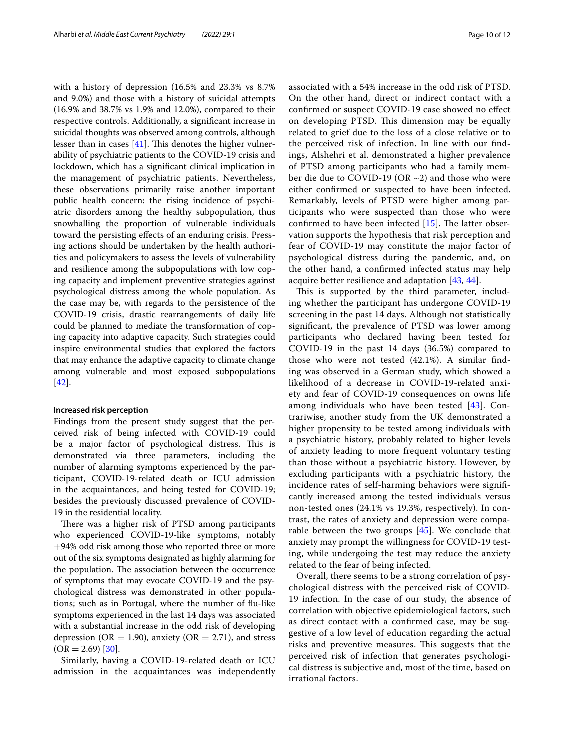with a history of depression (16.5% and 23.3% vs 8.7% and 9.0%) and those with a history of suicidal attempts (16.9% and 38.7% vs 1.9% and 12.0%), compared to their respective controls. Additionally, a significant increase in suicidal thoughts was observed among controls, although lesser than in cases [41]. This denotes the higher vulnerability of psychiatric patients to the COVID-19 crisis and lockdown, which has a significant clinical implication in the management of psychiatric patients. Nevertheless, these observations primarily raise another important public health concern: the rising incidence of psychiatric disorders among the healthy subpopulation, thus snowballing the proportion of vulnerable individuals toward the persisting effects of an enduring crisis. Pressing actions should be undertaken by the health authorities and policymakers to assess the levels of vulnerability and resilience among the subpopulations with low coping capacity and implement preventive strategies against psychological distress among the whole population. As the case may be, with regards to the persistence of the COVID-19 crisis, drastic rearrangements of daily life could be planned to mediate the transformation of coping capacity into adaptive capacity. Such strategies could inspire environmental studies that explored the factors that may enhance the adaptive capacity to climate change among vulnerable and most exposed subpopulations [42].

#### Increased risk perception

Findings from the present study suggest that the perceived risk of being infected with COVID-19 could be a major factor of psychological distress. This is demonstrated via three parameters, including the number of alarming symptoms experienced by the participant, COVID-19-related death or ICU admission in the acquaintances, and being tested for COVID-19; besides the previously discussed prevalence of COVID-19 in the residential locality.

There was a higher risk of PTSD among participants who experienced COVID-19-like symptoms, notably +94% odd risk among those who reported three or more out of the six symptoms designated as highly alarming for the population. The association between the occurrence of symptoms that may evoke COVID-19 and the psychological distress was demonstrated in other populations; such as in Portugal, where the number of flu-like symptoms experienced in the last 14 days was associated with a substantial increase in the odd risk of developing depression (OR = 1.90), anxiety (OR = 2.71), and stress (OR = 2.69) [30].

Similarly, having a COVID-19-related death or ICU admission in the acquaintances was independently associated with a 54% increase in the odd risk of PTSD. On the other hand, direct or indirect contact with a confirmed or suspect COVID-19 case showed no effect on developing PTSD. This dimension may be equally related to grief due to the loss of a close relative or to the perceived risk of infection. In line with our findings, Alshehri et al. demonstrated a higher prevalence of PTSD among participants who had a family member die due to COVID-19 (OR ~2) and those who were either confirmed or suspected to have been infected. Remarkably, levels of PTSD were higher among participants who were suspected than those who were confirmed to have been infected [15]. The latter observation supports the hypothesis that risk perception and fear of COVID-19 may constitute the major factor of psychological distress during the pandemic, and, on the other hand, a confirmed infected status may help acquire better resilience and adaptation [43, 44].

This is supported by the third parameter, including whether the participant has undergone COVID-19 screening in the past 14 days. Although not statistically significant, the prevalence of PTSD was lower among participants who declared having been tested for COVID-19 in the past 14 days (36.5%) compared to those who were not tested (42.1%). A similar finding was observed in a German study, which showed a likelihood of a decrease in COVID-19-related anxiety and fear of COVID-19 consequences on owns life among individuals who have been tested [43]. Contrariwise, another study from the UK demonstrated a higher propensity to be tested among individuals with a psychiatric history, probably related to higher levels of anxiety leading to more frequent voluntary testing than those without a psychiatric history. However, by excluding participants with a psychiatric history, the incidence rates of self-harming behaviors were significantly increased among the tested individuals versus non-tested ones (24.1% vs 19.3%, respectively). In contrast, the rates of anxiety and depression were comparable between the two groups [45]. We conclude that anxiety may prompt the willingness for COVID-19 testing, while undergoing the test may reduce the anxiety related to the fear of being infected.

Overall, there seems to be a strong correlation of psychological distress with the perceived risk of COVID-19 infection. In the case of our study, the absence of correlation with objective epidemiological factors, such as direct contact with a confirmed case, may be suggestive of a low level of education regarding the actual risks and preventive measures. This suggests that the perceived risk of infection that generates psychological distress is subjective and, most of the time, based on irrational factors.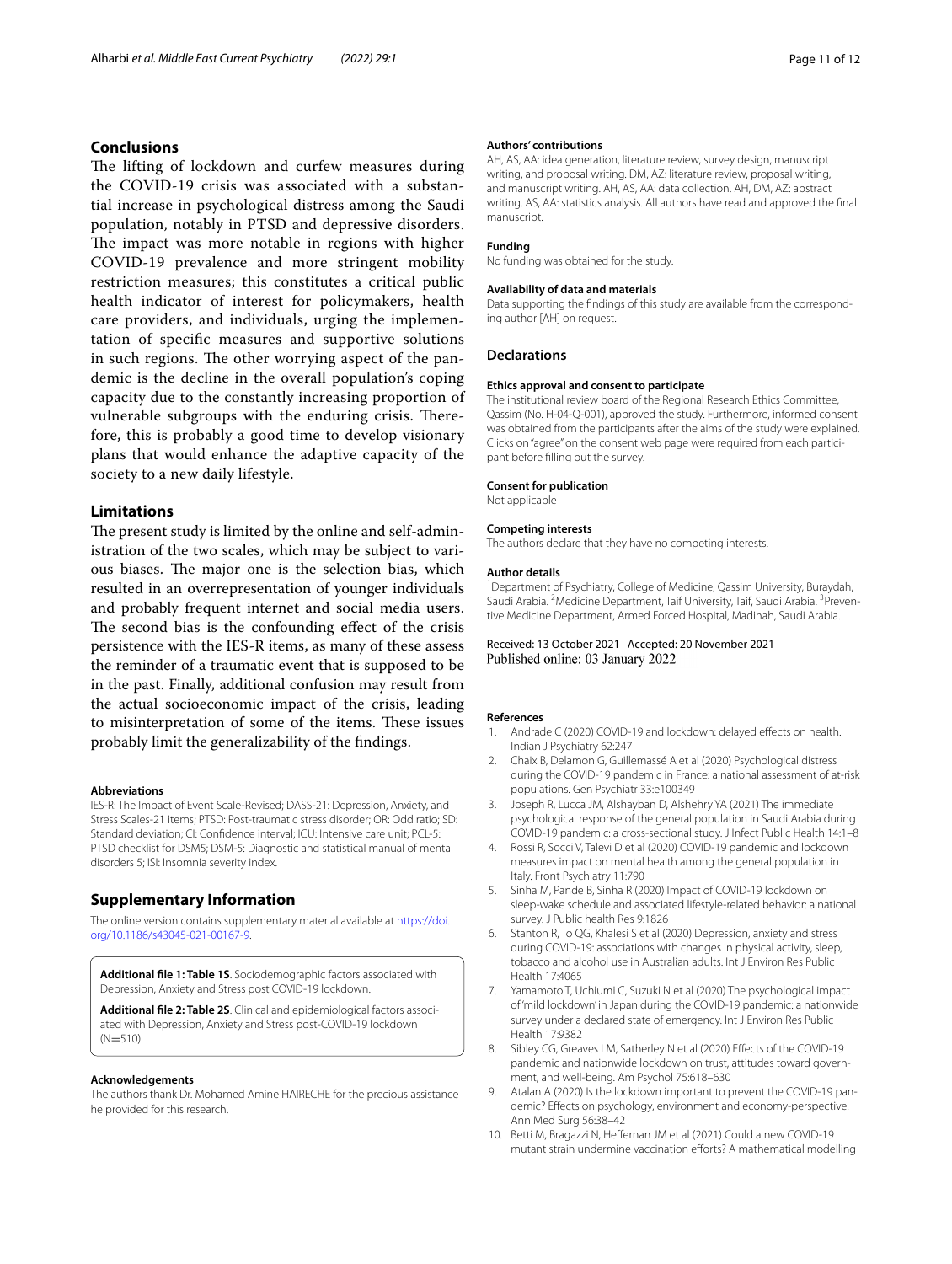## Conclusions

The lifting of lockdown and curfew measures during the COVID-19 crisis was associated with a substantial increase in psychological distress among the Saudi population, notably in PTSD and depressive disorders. The impact was more notable in regions with higher COVID-19 prevalence and more stringent mobility restriction measures; this constitutes a critical public health indicator of interest for policymakers, health care providers, and individuals, urging the implementation of specific measures and supportive solutions in such regions. The other worrying aspect of the pandemic is the decline in the overall population's coping capacity due to the constantly increasing proportion of vulnerable subgroups with the enduring crisis. Therefore, this is probably a good time to develop visionary plans that would enhance the adaptive capacity of the society to a new daily lifestyle.

## Limitations

The present study is limited by the online and self-administration of the two scales, which may be subject to various biases. The major one is the selection bias, which resulted in an overrepresentation of younger individuals and probably frequent internet and social media users. The second bias is the confounding effect of the crisis persistence with the IES-R items, as many of these assess the reminder of a traumatic event that is supposed to be in the past. Finally, additional confusion may result from the actual socioeconomic impact of the crisis, leading to misinterpretation of some of the items. These issues probably limit the generalizability of the findings.

#### Abbreviations

IES-R: The Impact of Event Scale-Revised; DASS-21: Depression, Anxiety, and Stress Scales-21 items; PTSD: Post-traumatic stress disorder; OR: Odd ratio; SD: Standard deviation; CI: Confidence interval; ICU: Intensive care unit; PCL-5: PTSD checklist for DSM5; DSM-5: Diagnostic and statistical manual of mental disorders 5; ISI: Insomnia severity index.

## Supplementary Information

The online version contains supplementary material available at https://doi.org/10.1186/s43045-021-00167-9.

**Additional file 1: Table 1S**. Sociodemographic factors associated with Depression, Anxiety and Stress post COVID-19 lockdown.

**Additional file 2: Table 2S**. Clinical and epidemiological factors associated with Depression, Anxiety and Stress post-COVID-19 lockdown (N=510).

#### Acknowledgements

The authors thank Dr. Mohamed Amine HAIRECHE for the precious assistance he provided for this research.

#### Authors' contributions

AH, AS, AA: idea generation, literature review, survey design, manuscript writing, and proposal writing. DM, AZ: literature review, proposal writing, and manuscript writing. AH, AS, AA: data collection. AH, DM, AZ: abstract writing. AS, AA: statistics analysis. All authors have read and approved the final manuscript.

#### Funding

No funding was obtained for the study.

#### Availability of data and materials

Data supporting the findings of this study are available from the corresponding author [AH] on request.

## Declarations

#### Ethics approval and consent to participate

The institutional review board of the Regional Research Ethics Committee, Qassim (No. H-04-Q-001), approved the study. Furthermore, informed consent was obtained from the participants after the aims of the study were explained. Clicks on "agree" on the consent web page were required from each participant before filling out the survey.

#### Consent for publication

Not applicable

#### Competing interests

The authors declare that they have no competing interests.

#### Author details

[1]Department of Psychiatry, College of Medicine, Qassim University, Buraydah, Saudi Arabia. [2]Medicine Department, Taif University, Taif, Saudi Arabia. [3]Preventive Medicine Department, Armed Forced Hospital, Madinah, Saudi Arabia.

Received: 13 October 2021 Accepted: 20 November 2021
Published online: 03 January 2022

#### References

1. Andrade C (2020) COVID-19 and lockdown: delayed effects on health. Indian J Psychiatry 62:247
2. Chaix B, Delamon G, Guillemassé A et al (2020) Psychological distress during the COVID-19 pandemic in France: a national assessment of at-risk populations. Gen Psychiatr 33:e100349
3. Joseph R, Lucca JM, Alshayban D, Alshehry YA (2021) The immediate psychological response of the general population in Saudi Arabia during COVID-19 pandemic: a cross-sectional study. J Infect Public Health 14:1–8
4. Rossi R, Socci V, Talevi D et al (2020) COVID-19 pandemic and lockdown measures impact on mental health among the general population in Italy. Front Psychiatry 11:790
5. Sinha M, Pande B, Sinha R (2020) Impact of COVID-19 lockdown on sleep-wake schedule and associated lifestyle-related behavior: a national survey. J Public health Res 9:1826
6. Stanton R, To QG, Khalesi S et al (2020) Depression, anxiety and stress during COVID-19: associations with changes in physical activity, sleep, tobacco and alcohol use in Australian adults. Int J Environ Res Public Health 17:4065
7. Yamamoto T, Uchiumi C, Suzuki N et al (2020) The psychological impact of 'mild lockdown' in Japan during the COVID-19 pandemic: a nationwide survey under a declared state of emergency. Int J Environ Res Public Health 17:9382
8. Sibley CG, Greaves LM, Satherley N et al (2020) Effects of the COVID-19 pandemic and nationwide lockdown on trust, attitudes toward government, and well-being. Am Psychol 75:618–630
9. Atalan A (2020) Is the lockdown important to prevent the COVID-19 pandemic? Effects on psychology, environment and economy-perspective. Ann Med Surg 56:38–42
10. Betti M, Bragazzi N, Heffernan JM et al (2021) Could a new COVID-19 mutant strain undermine vaccination efforts? A mathematical modelling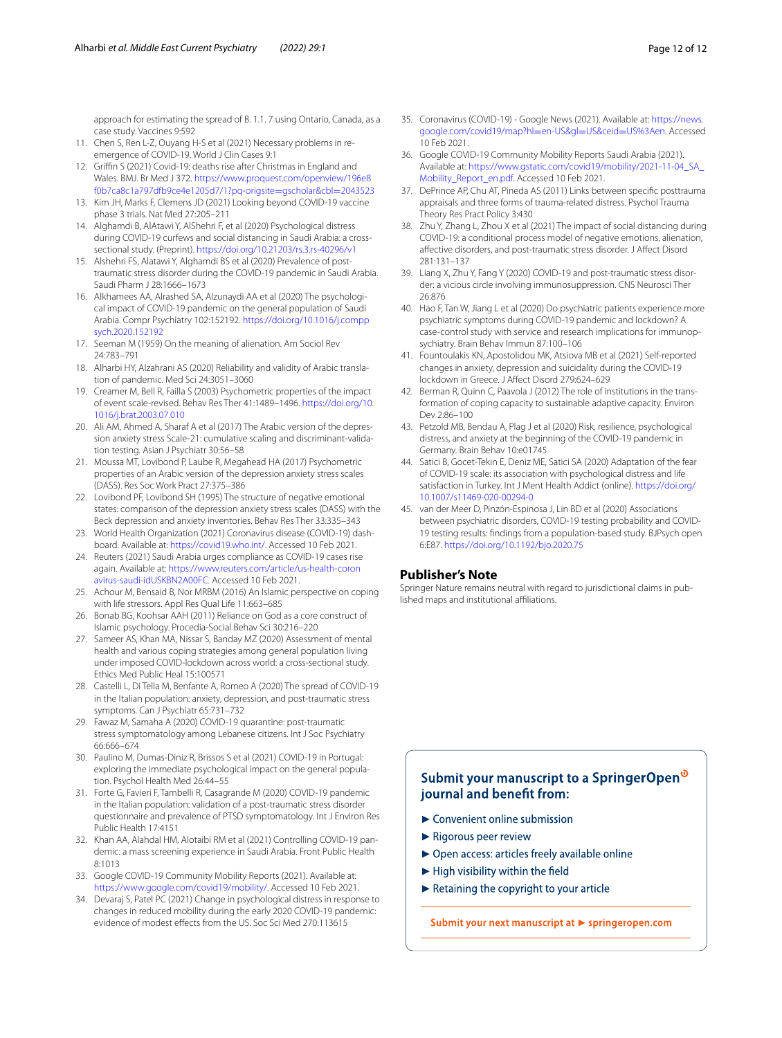approach for estimating the spread of B. 1.1. 7 using Ontario, Canada, as a case study. Vaccines 9:592

11. Chen S, Ren L-Z, Ouyang H-S et al (2021) Necessary problems in re-emergence of COVID-19. World J Clin Cases 9:1
12. Griffin S (2021) Covid-19: deaths rise after Christmas in England and Wales. BMJ. Br Med J 372. https://www.proquest.com/openview/196e8f0b7ca8c1a797dfb9ce4e1205d7/1?pq-origsite=gscholar&cbl=2043523
13. Kim JH, Marks F, Clemens JD (2021) Looking beyond COVID-19 vaccine phase 3 trials. Nat Med 27:205–211
14. Alghamdi B, AlAtawi Y, AlShehri F, et al (2020) Psychological distress during COVID-19 curfews and social distancing in Saudi Arabia: a cross-sectional study. (Preprint). https://doi.org/10.21203/rs.3.rs-40296/v1
15. Alshehri FS, Alatawi Y, Alghamdi BS et al (2020) Prevalence of post-traumatic stress disorder during the COVID-19 pandemic in Saudi Arabia. Saudi Pharm J 28:1666–1673
16. Alkhamees AA, Alrashed SA, Alzunaydi AA et al (2020) The psychological impact of COVID-19 pandemic on the general population of Saudi Arabia. Compr Psychiatry 102:152192. https://doi.org/10.1016/j.comppsych.2020.152192
17. Seeman M (1959) On the meaning of alienation. Am Sociol Rev 24:783–791
18. Alharbi HY, Alzahrani AS (2020) Reliability and validity of Arabic translation of pandemic. Med Sci 24:3051–3060
19. Creamer M, Bell R, Failla S (2003) Psychometric properties of the impact of event scale-revised. Behav Res Ther 41:1489–1496. https://doi.org/10.1016/j.brat.2003.07.010
20. Ali AM, Ahmed A, Sharaf A et al (2017) The Arabic version of the depression anxiety stress Scale-21: cumulative scaling and discriminant-validation testing. Asian J Psychiatr 30:56–58
21. Moussa MT, Lovibond P, Laube R, Megahead HA (2017) Psychometric properties of an Arabic version of the depression anxiety stress scales (DASS). Res Soc Work Pract 27:375–386
22. Lovibond PF, Lovibond SH (1995) The structure of negative emotional states: comparison of the depression anxiety stress scales (DASS) with the Beck depression and anxiety inventories. Behav Res Ther 33:335–343
23. World Health Organization (2021) Coronavirus disease (COVID-19) dashboard. Available at: https://covid19.who.int/. Accessed 10 Feb 2021.
24. Reuters (2021) Saudi Arabia urges compliance as COVID-19 cases rise again. Available at: https://www.reuters.com/article/us-health-coronavirus-saudi-idUSKBN2A00FC. Accessed 10 Feb 2021.
25. Achour M, Bensaid B, Nor MRBM (2016) An Islamic perspective on coping with life stressors. Appl Res Qual Life 11:663–685
26. Bonab BG, Koohsar AAH (2011) Reliance on God as a core construct of Islamic psychology. Procedia-Social Behav Sci 30:216–220
27. Sameer AS, Khan MA, Nissar S, Banday MZ (2020) Assessment of mental health and various coping strategies among general population living under imposed COVID-lockdown across world: a cross-sectional study. Ethics Med Public Heal 15:100571
28. Castelli L, Di Tella M, Benfante A, Romeo A (2020) The spread of COVID-19 in the Italian population: anxiety, depression, and post-traumatic stress symptoms. Can J Psychiatr 65:731–732
29. Fawaz M, Samaha A (2020) COVID-19 quarantine: post-traumatic stress symptomatology among Lebanese citizens. Int J Soc Psychiatry 66:666–674
30. Paulino M, Dumas-Diniz R, Brissos S et al (2021) COVID-19 in Portugal: exploring the immediate psychological impact on the general population. Psychol Health Med 26:44–55
31. Forte G, Favieri F, Tambelli R, Casagrande M (2020) COVID-19 pandemic in the Italian population: validation of a post-traumatic stress disorder questionnaire and prevalence of PTSD symptomatology. Int J Environ Res Public Health 17:4151
32. Khan AA, Alahdal HM, Alotaibi RM et al (2021) Controlling COVID-19 pandemic: a mass screening experience in Saudi Arabia. Front Public Health 8:1013
33. Google COVID-19 Community Mobility Reports (2021). Available at: https://www.google.com/covid19/mobility/. Accessed 10 Feb 2021.
34. Devaraj S, Patel PC (2021) Change in psychological distress in response to changes in reduced mobility during the early 2020 COVID-19 pandemic: evidence of modest effects from the US. Soc Sci Med 270:113615
35. Coronavirus (COVID-19) - Google News (2021). Available at: https://news.google.com/covid19/map?hl=en-US&gl=US&ceid=US%3Aen. Accessed 10 Feb 2021.
36. Google COVID-19 Community Mobility Reports Saudi Arabia (2021). Available at: https://www.gstatic.com/covid19/mobility/2021-11-04_SA_Mobility_Report_en.pdf. Accessed 10 Feb 2021.
37. DePrince AP, Chu AT, Pineda AS (2011) Links between specific posttrauma appraisals and three forms of trauma-related distress. Psychol Trauma Theory Res Pract Policy 3:430
38. Zhu Y, Zhang L, Zhou X et al (2021) The impact of social distancing during COVID-19: a conditional process model of negative emotions, alienation, affective disorders, and post-traumatic stress disorder. J Affect Disord 281:131–137
39. Liang X, Zhu Y, Fang Y (2020) COVID-19 and post-traumatic stress disorder: a vicious circle involving immunosuppression. CNS Neurosci Ther 26:876
40. Hao F, Tan W, Jiang L et al (2020) Do psychiatric patients experience more psychiatric symptoms during COVID-19 pandemic and lockdown? A case-control study with service and research implications for immunopsychiatry. Brain Behav Immun 87:100–106
41. Fountoulakis KN, Apostolidou MK, Atsiova MB et al (2021) Self-reported changes in anxiety, depression and suicidality during the COVID-19 lockdown in Greece. J Affect Disord 279:624–629
42. Berman R, Quinn C, Paavola J (2012) The role of institutions in the transformation of coping capacity to sustainable adaptive capacity. Environ Dev 2:86–100
43. Petzold MB, Bendau A, Plag J et al (2020) Risk, resilience, psychological distress, and anxiety at the beginning of the COVID-19 pandemic in Germany. Brain Behav 10:e01745
44. Satici B, Gocet-Tekin E, Deniz ME, Satici SA (2020) Adaptation of the fear of COVID-19 scale: its association with psychological distress and life satisfaction in Turkey. Int J Ment Health Addict (online). https://doi.org/10.1007/s11469-020-00294-0
45. van der Meer D, Pinzón-Espinosa J, Lin BD et al (2020) Associations between psychiatric disorders, COVID-19 testing probability and COVID-19 testing results: findings from a population-based study. BJPsych open 6:E87. https://doi.org/10.1192/bjo.2020.75

## Publisher's Note

Springer Nature remains neutral with regard to jurisdictional claims in published maps and institutional affiliations.

**Submit your manuscript to a SpringerOpen journal and benefit from:**

- ► Convenient online submission
- ► Rigorous peer review
- ► Open access: articles freely available online
- ► High visibility within the field
- ► Retaining the copyright to your article

**Submit your next manuscript at ► springeropen.com**